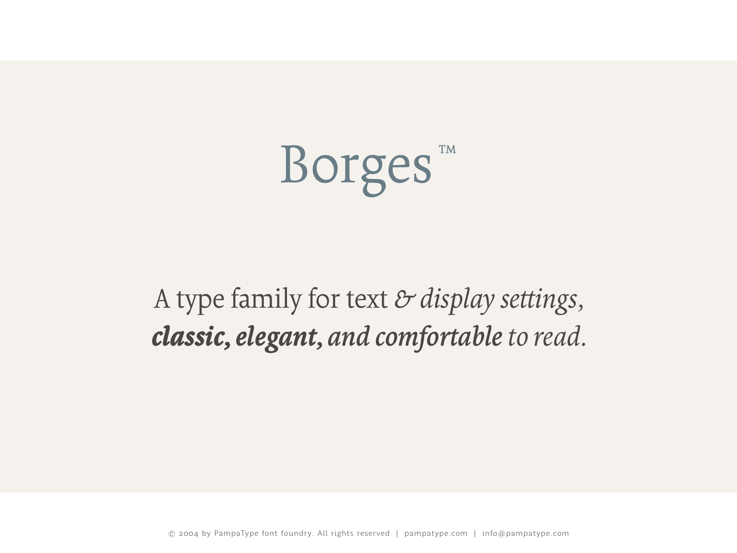# Borges™

A type family for text *& display settings,*
***classic, elegant,*** *and **comfortable** to read.*

© 2004 by PampaType font foundry. All rights reserved | pampatype.com | info@pampatype.com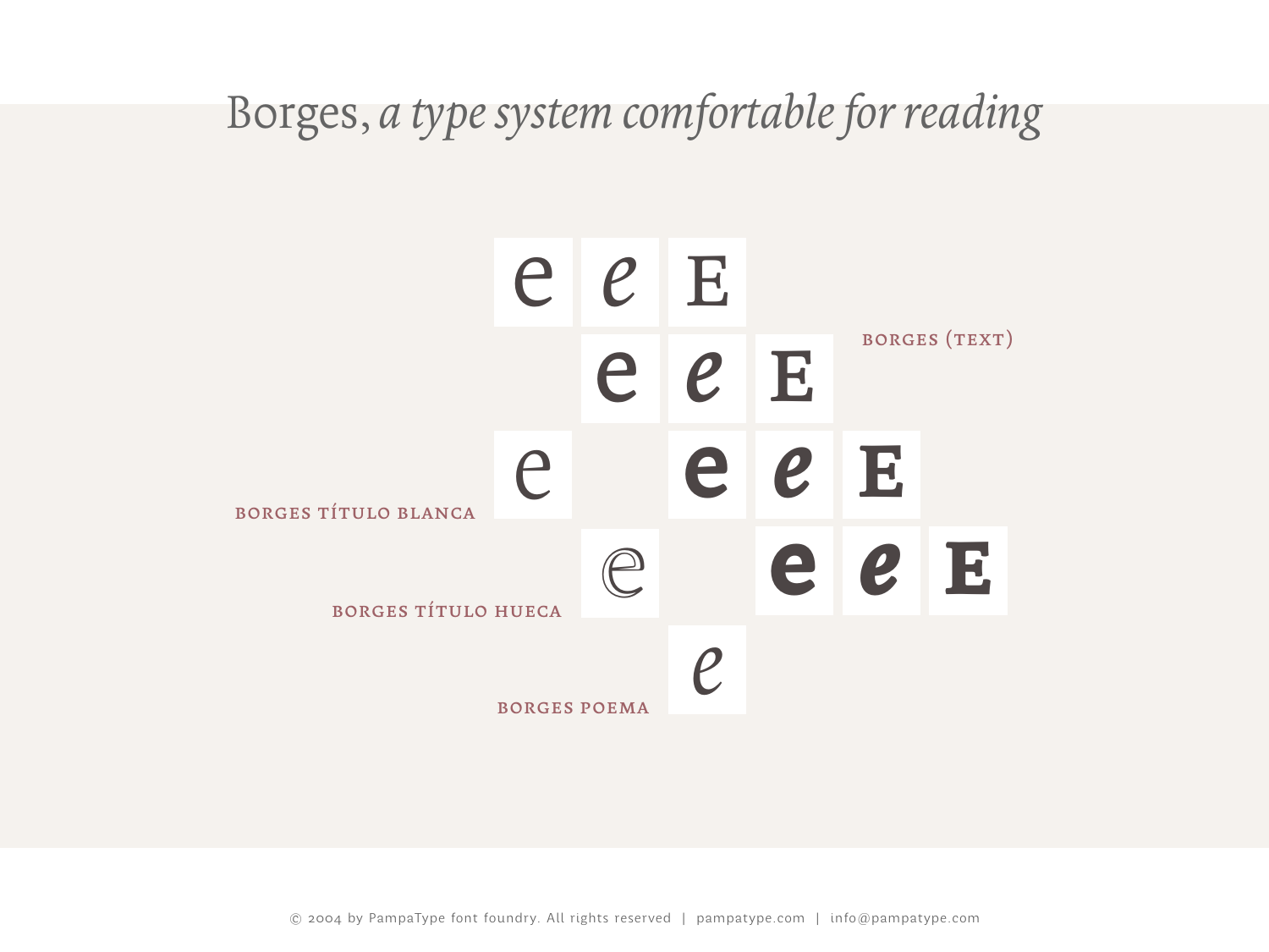# Borges, *a type system comfortable for reading*

e *e* E

e *e* E — BORGES (TEXT)

BORGES TÍTULO BLANCA — e

e *e* E

BORGES TÍTULO HUECA — e

e *e* E

BORGES POEMA — *e*

© 2004 by PampaType font foundry. All rights reserved | pampatype.com | info@pampatype.com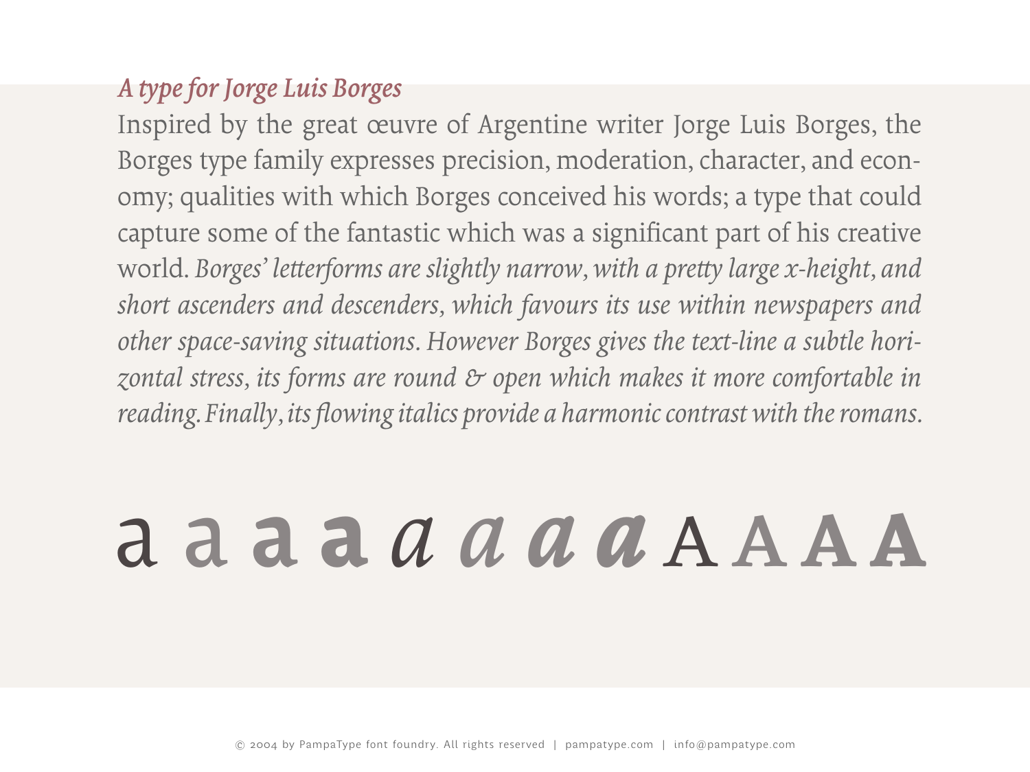## *A type for Jorge Luis Borges*

Inspired by the great œuvre of Argentine writer Jorge Luis Borges, the Borges type family expresses precision, moderation, character, and economy; qualities with which Borges conceived his words; a type that could capture some of the fantastic which was a significant part of his creative world. *Borges' letterforms are slightly narrow, with a pretty large x-height, and short ascenders and descenders, which favours its use within newspapers and other space-saving situations. However Borges gives the text-line a subtle horizontal stress, its forms are round & open which makes it more comfortable in reading. Finally, its flowing italics provide a harmonic contrast with the romans.*

a a a a *a a a a* A A A A

© 2004 by PampaType font foundry. All rights reserved | pampatype.com | info@pampatype.com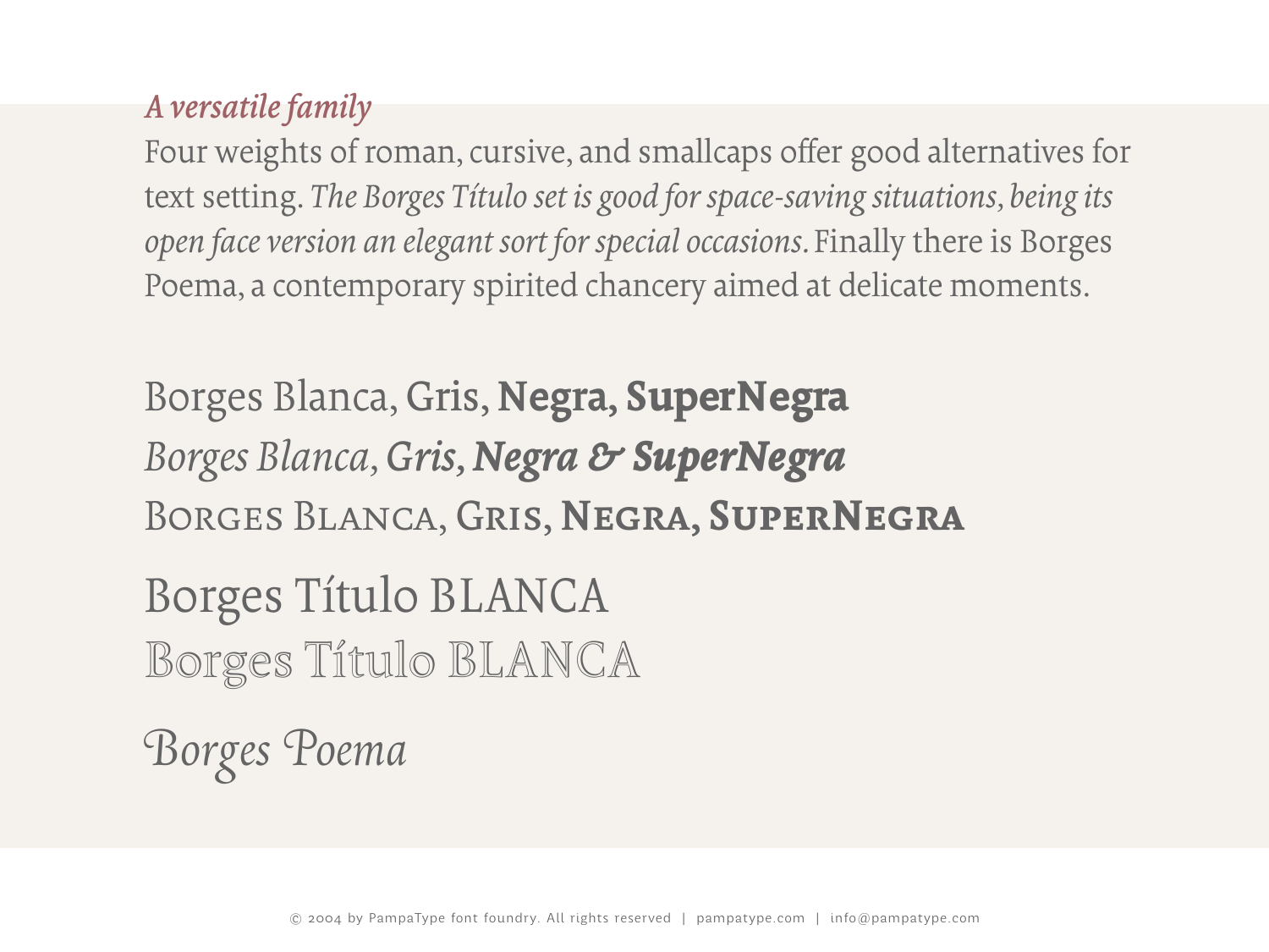*A versatile family*

Four weights of roman, cursive, and smallcaps offer good alternatives for text setting. *The Borges Título set is good for space-saving situations, being its open face version an elegant sort for special occasions.* Finally there is Borges Poema, a contemporary spirited chancery aimed at delicate moments.

Borges Blanca, Gris, **Negra, SuperNegra**

*Borges Blanca, Gris, **Negra & SuperNegra***

BORGES BLANCA, GRIS, **NEGRA, SUPERNEGRA**

Borges Título BLANCA

Borges Título BLANCA

*Borges Poema*

© 2004 by PampaType font foundry. All rights reserved | pampatype.com | info@pampatype.com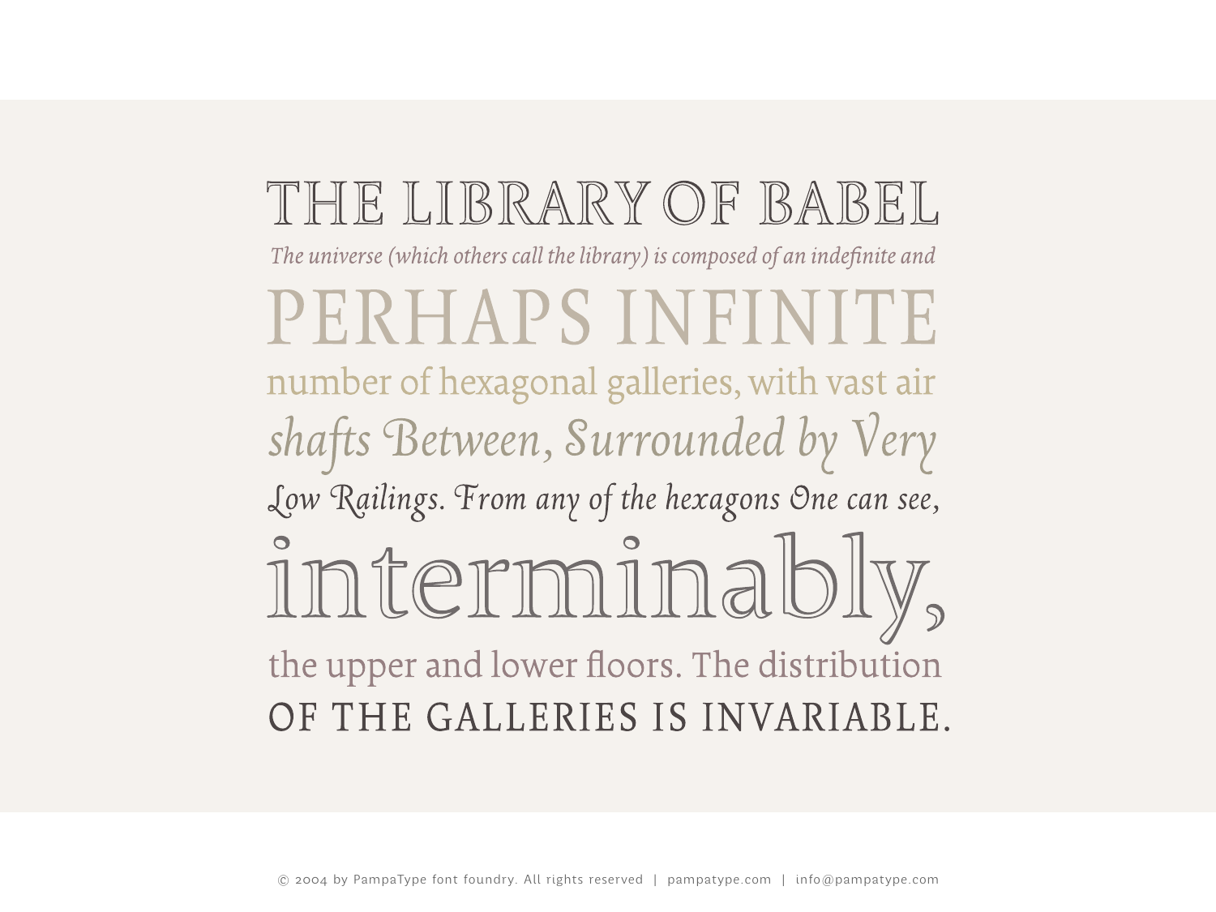# THE LIBRARY OF BABEL

*The universe (which others call the library) is composed of an indefinite and*

PERHAPS INFINITE

number of hexagonal galleries, with vast air

*shafts Between, Surrounded by Very*

*Low Railings. From any of the hexagons One can see,*

interminably,

the upper and lower floors. The distribution

OF THE GALLERIES IS INVARIABLE.

© 2004 by PampaType font foundry. All rights reserved | pampatype.com | info@pampatype.com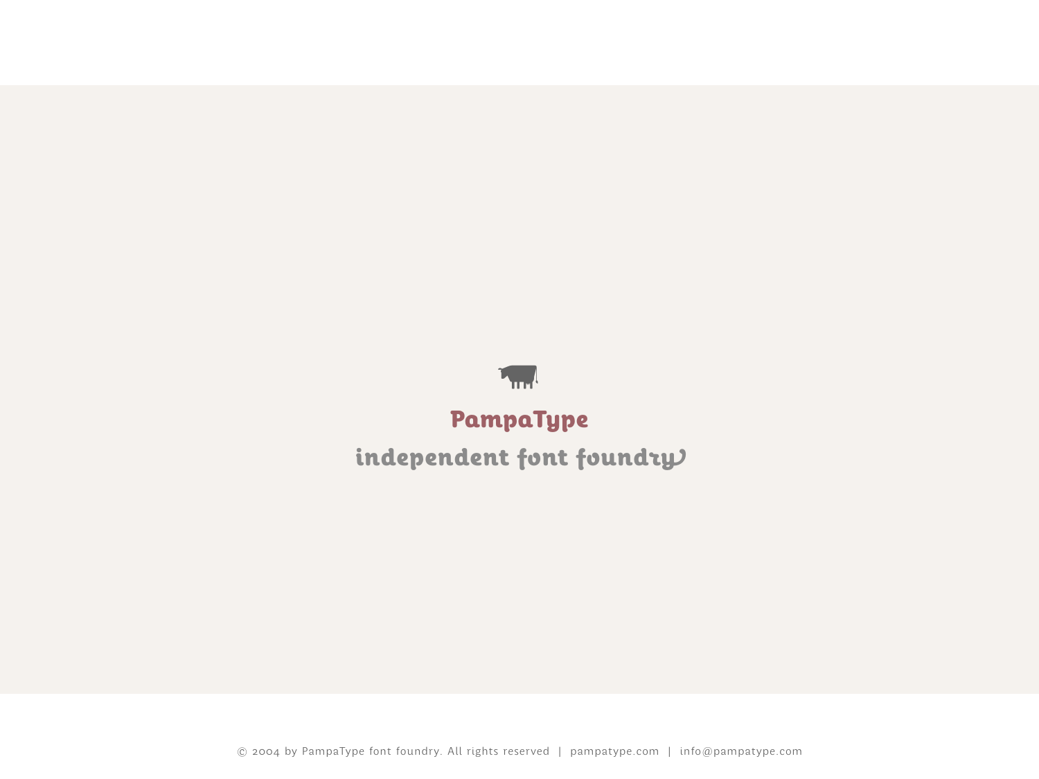# PampaType

## independent font foundry

© 2004 by PampaType font foundry. All rights reserved | pampatype.com | info@pampatype.com